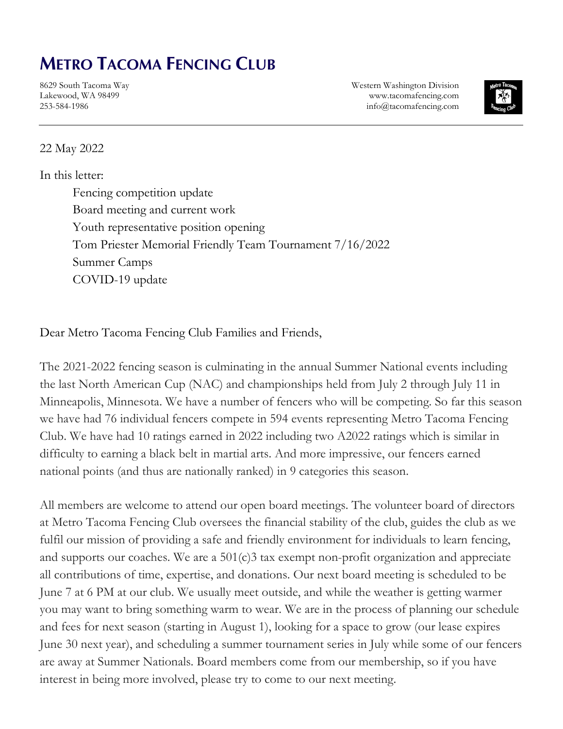# Metro Tacoma Fencing Club

8629 South Tacoma Way
Lakewood, WA 98499
253-584-1986

Western Washington Division
www.tacomafencing.com
info@tacomafencing.com

---

22 May 2022

In this letter:

- Fencing competition update
- Board meeting and current work
- Youth representative position opening
- Tom Priester Memorial Friendly Team Tournament 7/16/2022
- Summer Camps
- COVID-19 update

Dear Metro Tacoma Fencing Club Families and Friends,

The 2021-2022 fencing season is culminating in the annual Summer National events including the last North American Cup (NAC) and championships held from July 2 through July 11 in Minneapolis, Minnesota. We have a number of fencers who will be competing. So far this season we have had 76 individual fencers compete in 594 events representing Metro Tacoma Fencing Club. We have had 10 ratings earned in 2022 including two A2022 ratings which is similar in difficulty to earning a black belt in martial arts. And more impressive, our fencers earned national points (and thus are nationally ranked) in 9 categories this season.

All members are welcome to attend our open board meetings. The volunteer board of directors at Metro Tacoma Fencing Club oversees the financial stability of the club, guides the club as we fulfil our mission of providing a safe and friendly environment for individuals to learn fencing, and supports our coaches. We are a 501(c)3 tax exempt non-profit organization and appreciate all contributions of time, expertise, and donations. Our next board meeting is scheduled to be June 7 at 6 PM at our club. We usually meet outside, and while the weather is getting warmer you may want to bring something warm to wear. We are in the process of planning our schedule and fees for next season (starting in August 1), looking for a space to grow (our lease expires June 30 next year), and scheduling a summer tournament series in July while some of our fencers are away at Summer Nationals. Board members come from our membership, so if you have interest in being more involved, please try to come to our next meeting.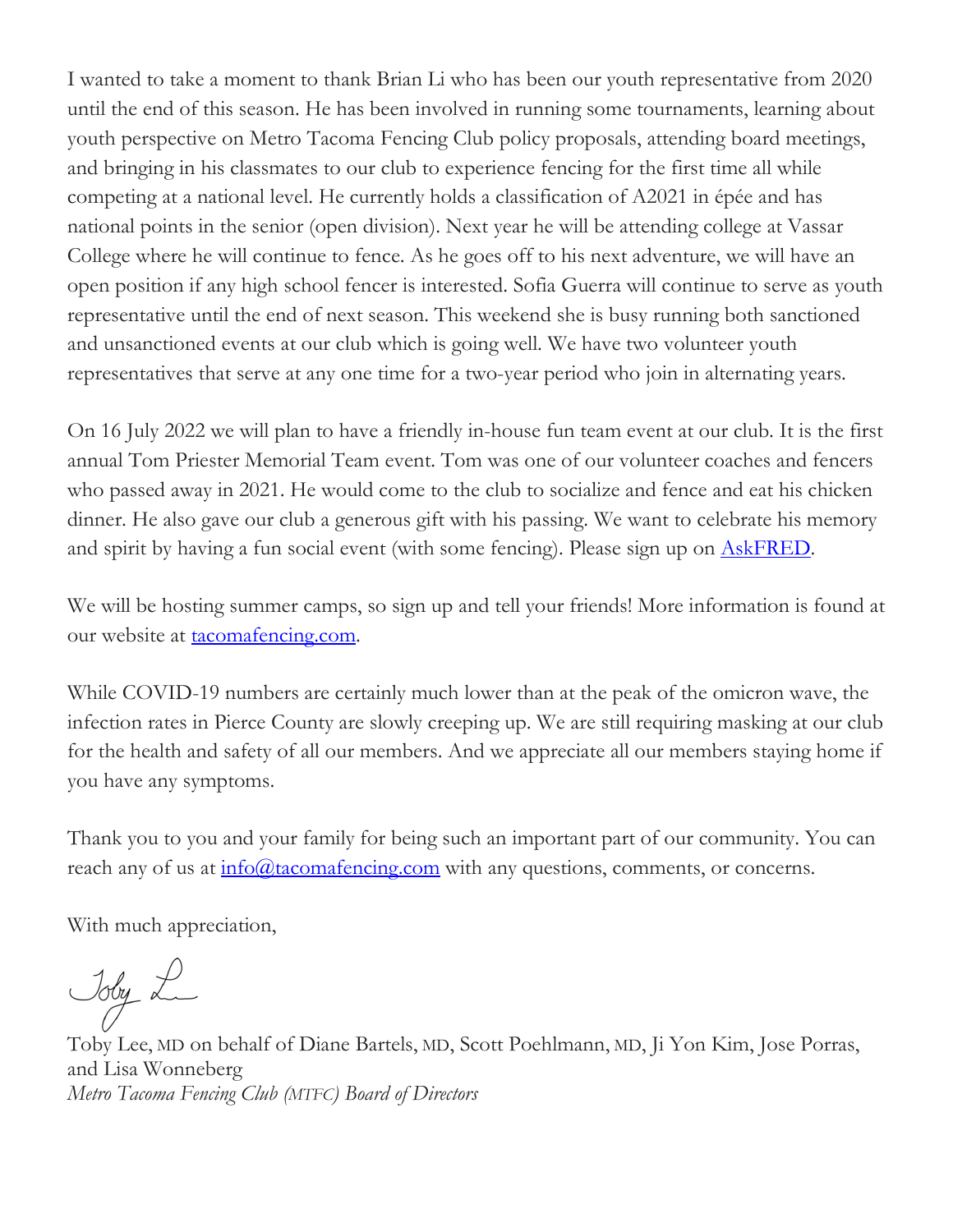I wanted to take a moment to thank Brian Li who has been our youth representative from 2020 until the end of this season. He has been involved in running some tournaments, learning about youth perspective on Metro Tacoma Fencing Club policy proposals, attending board meetings, and bringing in his classmates to our club to experience fencing for the first time all while competing at a national level. He currently holds a classification of A2021 in épée and has national points in the senior (open division). Next year he will be attending college at Vassar College where he will continue to fence. As he goes off to his next adventure, we will have an open position if any high school fencer is interested. Sofia Guerra will continue to serve as youth representative until the end of next season. This weekend she is busy running both sanctioned and unsanctioned events at our club which is going well. We have two volunteer youth representatives that serve at any one time for a two-year period who join in alternating years.

On 16 July 2022 we will plan to have a friendly in-house fun team event at our club. It is the first annual Tom Priester Memorial Team event. Tom was one of our volunteer coaches and fencers who passed away in 2021. He would come to the club to socialize and fence and eat his chicken dinner. He also gave our club a generous gift with his passing. We want to celebrate his memory and spirit by having a fun social event (with some fencing). Please sign up on AskFRED.

We will be hosting summer camps, so sign up and tell your friends! More information is found at our website at tacomafencing.com.

While COVID-19 numbers are certainly much lower than at the peak of the omicron wave, the infection rates in Pierce County are slowly creeping up. We are still requiring masking at our club for the health and safety of all our members. And we appreciate all our members staying home if you have any symptoms.

Thank you to you and your family for being such an important part of our community. You can reach any of us at info@tacomafencing.com with any questions, comments, or concerns.

With much appreciation,

Toby Lee, MD on behalf of Diane Bartels, MD, Scott Poehlmann, MD, Ji Yon Kim, Jose Porras, and Lisa Wonneberg
*Metro Tacoma Fencing Club (MTFC) Board of Directors*